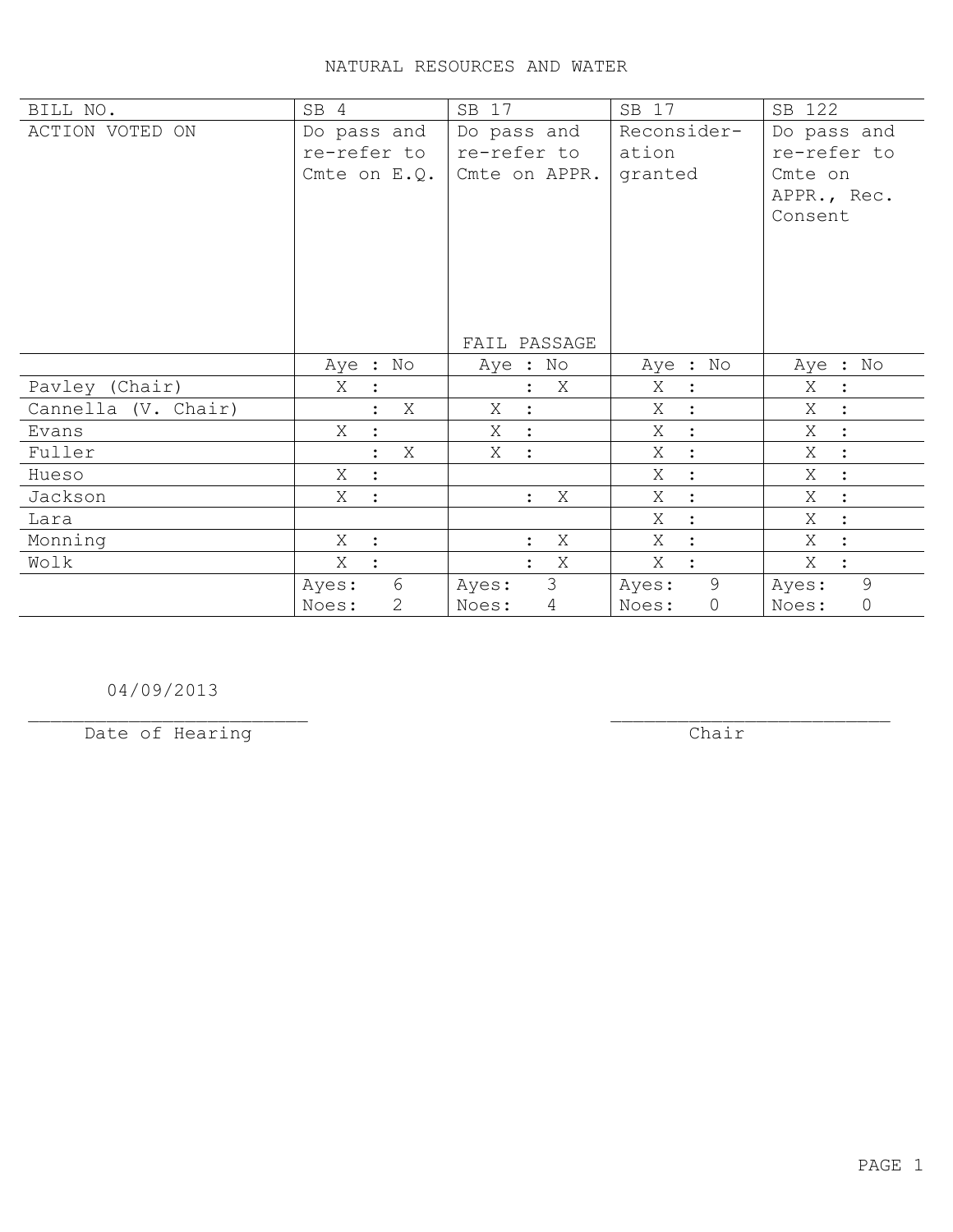# NATURAL RESOURCES AND WATER

| BILL NO. | SB 4 | SB 17 | SB 17 | SB 122 |
|---|---|---|---|---|
| ACTION VOTED ON | Do pass and re-refer to Cmte on E.Q. | Do pass and re-refer to Cmte on APPR. FAIL PASSAGE | Reconsider-ation granted | Do pass and re-refer to Cmte on APPR., Rec. Consent |
| | Aye : No | Aye : No | Aye : No | Aye : No |
| Pavley (Chair) | X : | : X | X : | X : |
| Cannella (V. Chair) | : X | X : | X : | X : |
| Evans | X : | X : | X : | X : |
| Fuller | : X | X : | X : | X : |
| Hueso | X : | | X : | X : |
| Jackson | X : | : X | X : | X : |
| Lara | | | X : | X : |
| Monning | X : | : X | X : | X : |
| Wolk | X : | : X | X : | X : |
| | Ayes: 6 Noes: 2 | Ayes: 3 Noes: 4 | Ayes: 9 Noes: 0 | Ayes: 9 Noes: 0 |

04/09/2013
\_\_\_\_\_\_\_\_\_\_\_\_\_\_\_\_\_\_\_\_\_\_\_\_\_\_
Date of Hearing

\_\_\_\_\_\_\_\_\_\_\_\_\_\_\_\_\_\_\_\_\_\_\_\_\_\_
Chair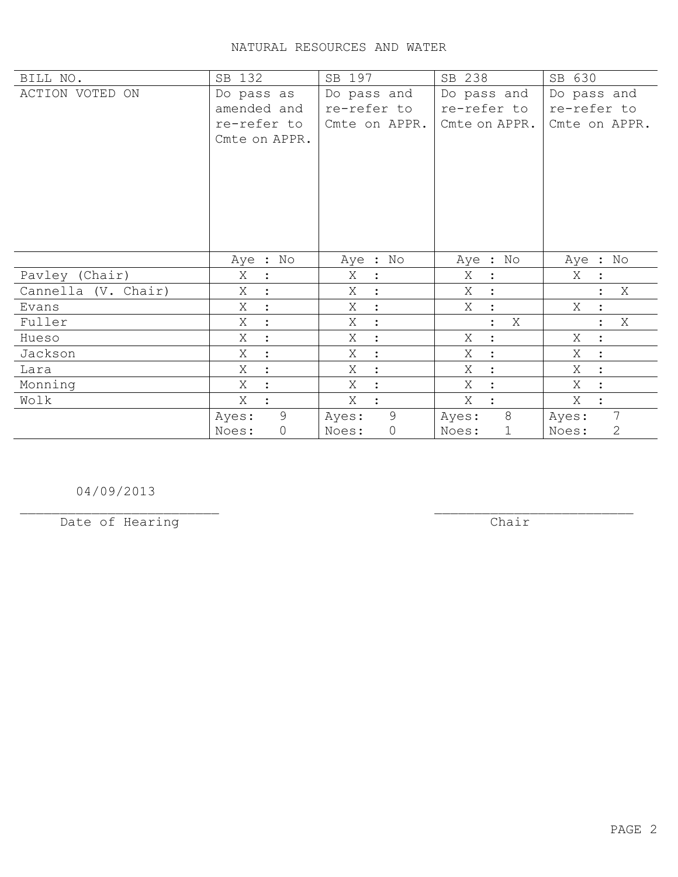# NATURAL RESOURCES AND WATER

| BILL NO. | SB 132 | SB 197 | SB 238 | SB 630 |
|---|---|---|---|---|
| ACTION VOTED ON | Do pass as amended and re-refer to Cmte on APPR. | Do pass and re-refer to Cmte on APPR. | Do pass and re-refer to Cmte on APPR. | Do pass and re-refer to Cmte on APPR. |
| | Aye : No | Aye : No | Aye : No | Aye : No |
| Pavley (Chair) | X : | X : | X : | X : |
| Cannella (V. Chair) | X : | X : | X : | : X |
| Evans | X : | X : | X : | X : |
| Fuller | X : | X : | : X | : X |
| Hueso | X : | X : | X : | X : |
| Jackson | X : | X : | X : | X : |
| Lara | X : | X : | X : | X : |
| Monning | X : | X : | X : | X : |
| Wolk | X : | X : | X : | X : |
| | Ayes: 9 Noes: 0 | Ayes: 9 Noes: 0 | Ayes: 8 Noes: 1 | Ayes: 7 Noes: 2 |

04/09/2013
_________________________
Date of Hearing

_________________________
Chair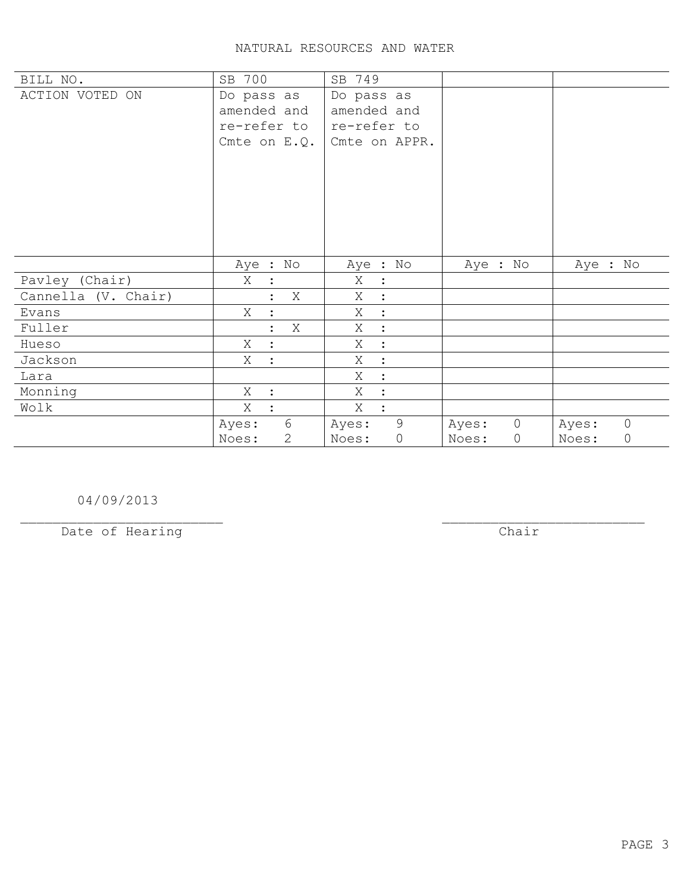NATURAL RESOURCES AND WATER

| BILL NO. | SB 700 | SB 749 | | |
|---|---|---|---|---|
| ACTION VOTED ON | Do pass as amended and re-refer to Cmte on E.Q. | Do pass as amended and re-refer to Cmte on APPR. | | |
| | Aye : No | Aye : No | Aye : No | Aye : No |
| Pavley (Chair) | X : | X : | | |
| Cannella (V. Chair) | : X | X : | | |
| Evans | X : | X : | | |
| Fuller | : X | X : | | |
| Hueso | X : | X : | | |
| Jackson | X : | X : | | |
| Lara | | X : | | |
| Monning | X : | X : | | |
| Wolk | X : | X : | | |
| | Ayes: 6<br>Noes: 2 | Ayes: 9<br>Noes: 0 | Ayes: 0<br>Noes: 0 | Ayes: 0<br>Noes: 0 |

04/09/2013

Date of Hearing

Chair